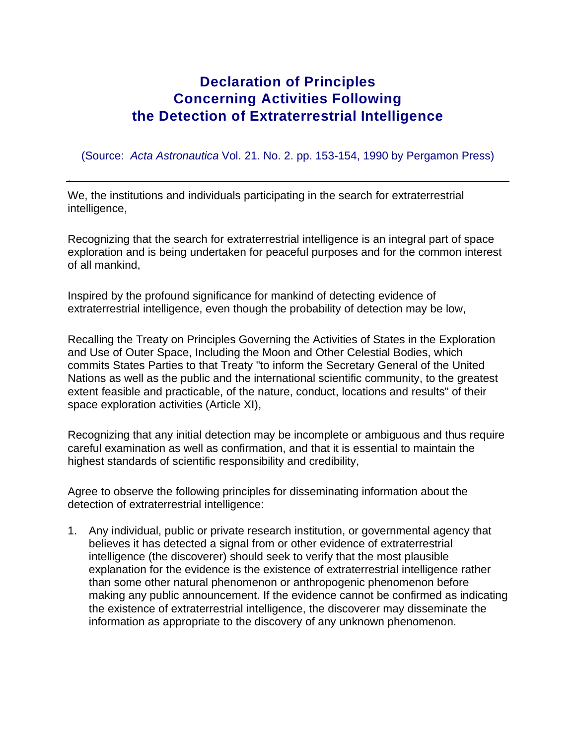# Declaration of Principles Concerning Activities Following the Detection of Extraterrestrial Intelligence

(Source: *Acta Astronautica* Vol. 21. No. 2. pp. 153-154, 1990 by Pergamon Press)

---

We, the institutions and individuals participating in the search for extraterrestrial intelligence,

Recognizing that the search for extraterrestrial intelligence is an integral part of space exploration and is being undertaken for peaceful purposes and for the common interest of all mankind,

Inspired by the profound significance for mankind of detecting evidence of extraterrestrial intelligence, even though the probability of detection may be low,

Recalling the Treaty on Principles Governing the Activities of States in the Exploration and Use of Outer Space, Including the Moon and Other Celestial Bodies, which commits States Parties to that Treaty "to inform the Secretary General of the United Nations as well as the public and the international scientific community, to the greatest extent feasible and practicable, of the nature, conduct, locations and results" of their space exploration activities (Article XI),

Recognizing that any initial detection may be incomplete or ambiguous and thus require careful examination as well as confirmation, and that it is essential to maintain the highest standards of scientific responsibility and credibility,

Agree to observe the following principles for disseminating information about the detection of extraterrestrial intelligence:

1. Any individual, public or private research institution, or governmental agency that believes it has detected a signal from or other evidence of extraterrestrial intelligence (the discoverer) should seek to verify that the most plausible explanation for the evidence is the existence of extraterrestrial intelligence rather than some other natural phenomenon or anthropogenic phenomenon before making any public announcement. If the evidence cannot be confirmed as indicating the existence of extraterrestrial intelligence, the discoverer may disseminate the information as appropriate to the discovery of any unknown phenomenon.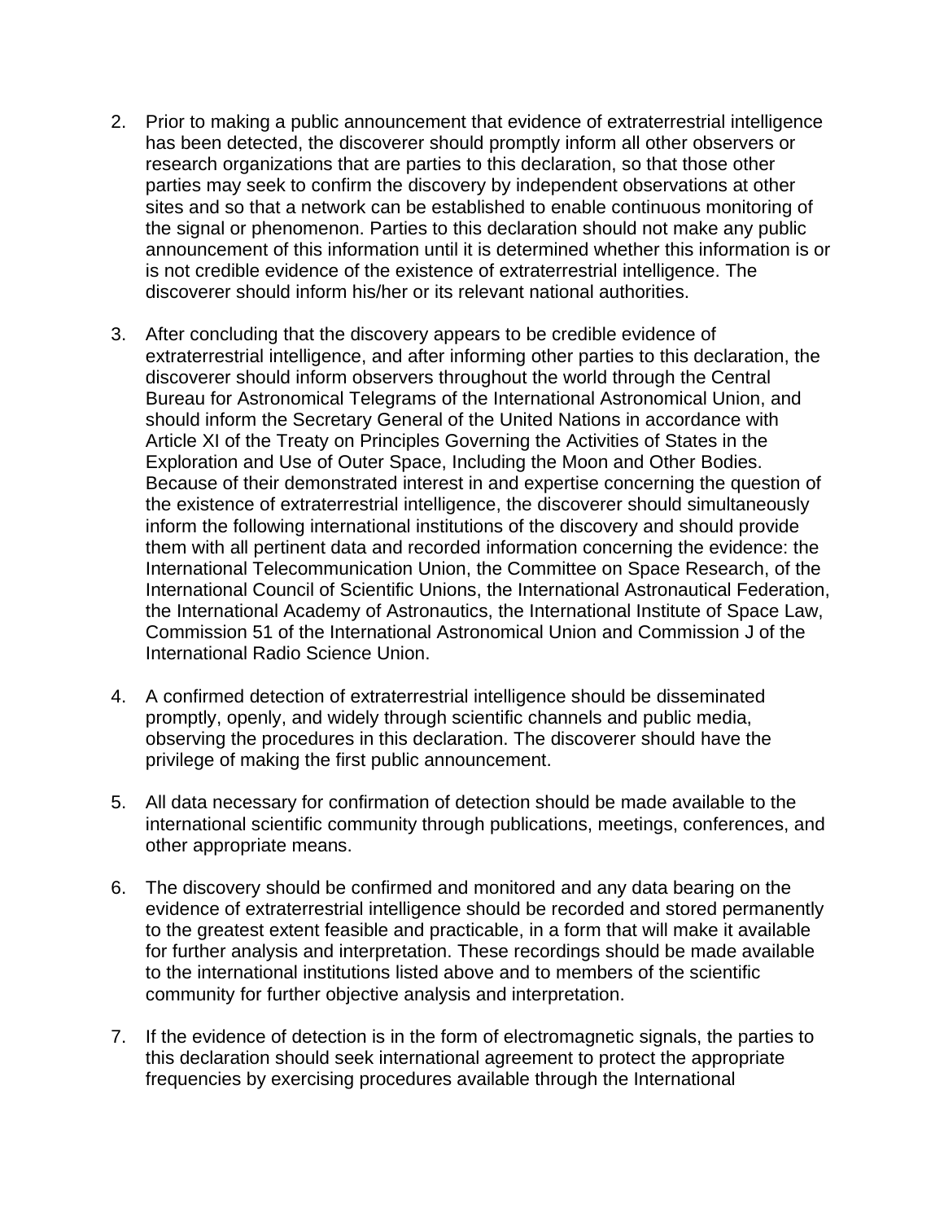2. Prior to making a public announcement that evidence of extraterrestrial intelligence has been detected, the discoverer should promptly inform all other observers or research organizations that are parties to this declaration, so that those other parties may seek to confirm the discovery by independent observations at other sites and so that a network can be established to enable continuous monitoring of the signal or phenomenon. Parties to this declaration should not make any public announcement of this information until it is determined whether this information is or is not credible evidence of the existence of extraterrestrial intelligence. The discoverer should inform his/her or its relevant national authorities.

3. After concluding that the discovery appears to be credible evidence of extraterrestrial intelligence, and after informing other parties to this declaration, the discoverer should inform observers throughout the world through the Central Bureau for Astronomical Telegrams of the International Astronomical Union, and should inform the Secretary General of the United Nations in accordance with Article XI of the Treaty on Principles Governing the Activities of States in the Exploration and Use of Outer Space, Including the Moon and Other Bodies. Because of their demonstrated interest in and expertise concerning the question of the existence of extraterrestrial intelligence, the discoverer should simultaneously inform the following international institutions of the discovery and should provide them with all pertinent data and recorded information concerning the evidence: the International Telecommunication Union, the Committee on Space Research, of the International Council of Scientific Unions, the International Astronautical Federation, the International Academy of Astronautics, the International Institute of Space Law, Commission 51 of the International Astronomical Union and Commission J of the International Radio Science Union.

4. A confirmed detection of extraterrestrial intelligence should be disseminated promptly, openly, and widely through scientific channels and public media, observing the procedures in this declaration. The discoverer should have the privilege of making the first public announcement.

5. All data necessary for confirmation of detection should be made available to the international scientific community through publications, meetings, conferences, and other appropriate means.

6. The discovery should be confirmed and monitored and any data bearing on the evidence of extraterrestrial intelligence should be recorded and stored permanently to the greatest extent feasible and practicable, in a form that will make it available for further analysis and interpretation. These recordings should be made available to the international institutions listed above and to members of the scientific community for further objective analysis and interpretation.

7. If the evidence of detection is in the form of electromagnetic signals, the parties to this declaration should seek international agreement to protect the appropriate frequencies by exercising procedures available through the International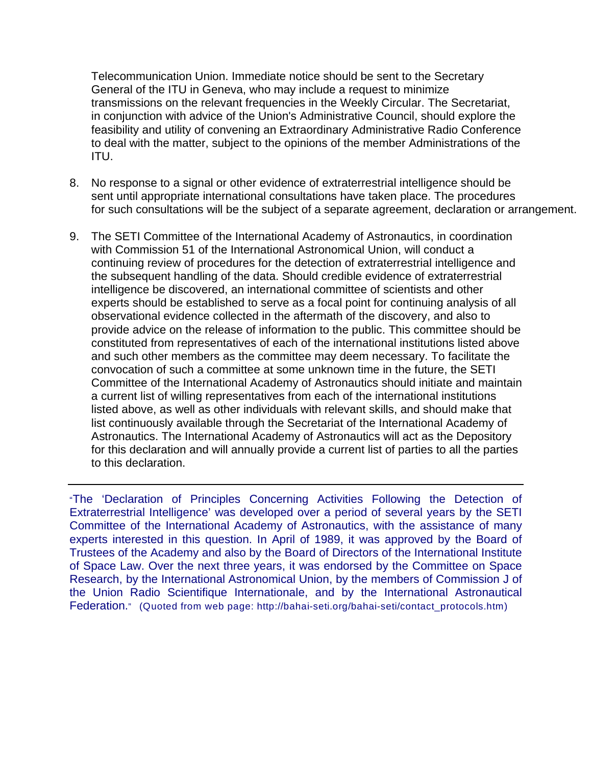Telecommunication Union. Immediate notice should be sent to the Secretary General of the ITU in Geneva, who may include a request to minimize transmissions on the relevant frequencies in the Weekly Circular. The Secretariat, in conjunction with advice of the Union's Administrative Council, should explore the feasibility and utility of convening an Extraordinary Administrative Radio Conference to deal with the matter, subject to the opinions of the member Administrations of the ITU.

8. No response to a signal or other evidence of extraterrestrial intelligence should be sent until appropriate international consultations have taken place. The procedures for such consultations will be the subject of a separate agreement, declaration or arrangement.

9. The SETI Committee of the International Academy of Astronautics, in coordination with Commission 51 of the International Astronomical Union, will conduct a continuing review of procedures for the detection of extraterrestrial intelligence and the subsequent handling of the data. Should credible evidence of extraterrestrial intelligence be discovered, an international committee of scientists and other experts should be established to serve as a focal point for continuing analysis of all observational evidence collected in the aftermath of the discovery, and also to provide advice on the release of information to the public. This committee should be constituted from representatives of each of the international institutions listed above and such other members as the committee may deem necessary. To facilitate the convocation of such a committee at some unknown time in the future, the SETI Committee of the International Academy of Astronautics should initiate and maintain a current list of willing representatives from each of the international institutions listed above, as well as other individuals with relevant skills, and should make that list continuously available through the Secretariat of the International Academy of Astronautics. The International Academy of Astronautics will act as the Depository for this declaration and will annually provide a current list of parties to all the parties to this declaration.

---

"The 'Declaration of Principles Concerning Activities Following the Detection of Extraterrestrial Intelligence' was developed over a period of several years by the SETI Committee of the International Academy of Astronautics, with the assistance of many experts interested in this question. In April of 1989, it was approved by the Board of Trustees of the Academy and also by the Board of Directors of the International Institute of Space Law. Over the next three years, it was endorsed by the Committee on Space Research, by the International Astronomical Union, by the members of Commission J of the Union Radio Scientifique Internationale, and by the International Astronautical Federation." (Quoted from web page: http://bahai-seti.org/bahai-seti/contact_protocols.htm)